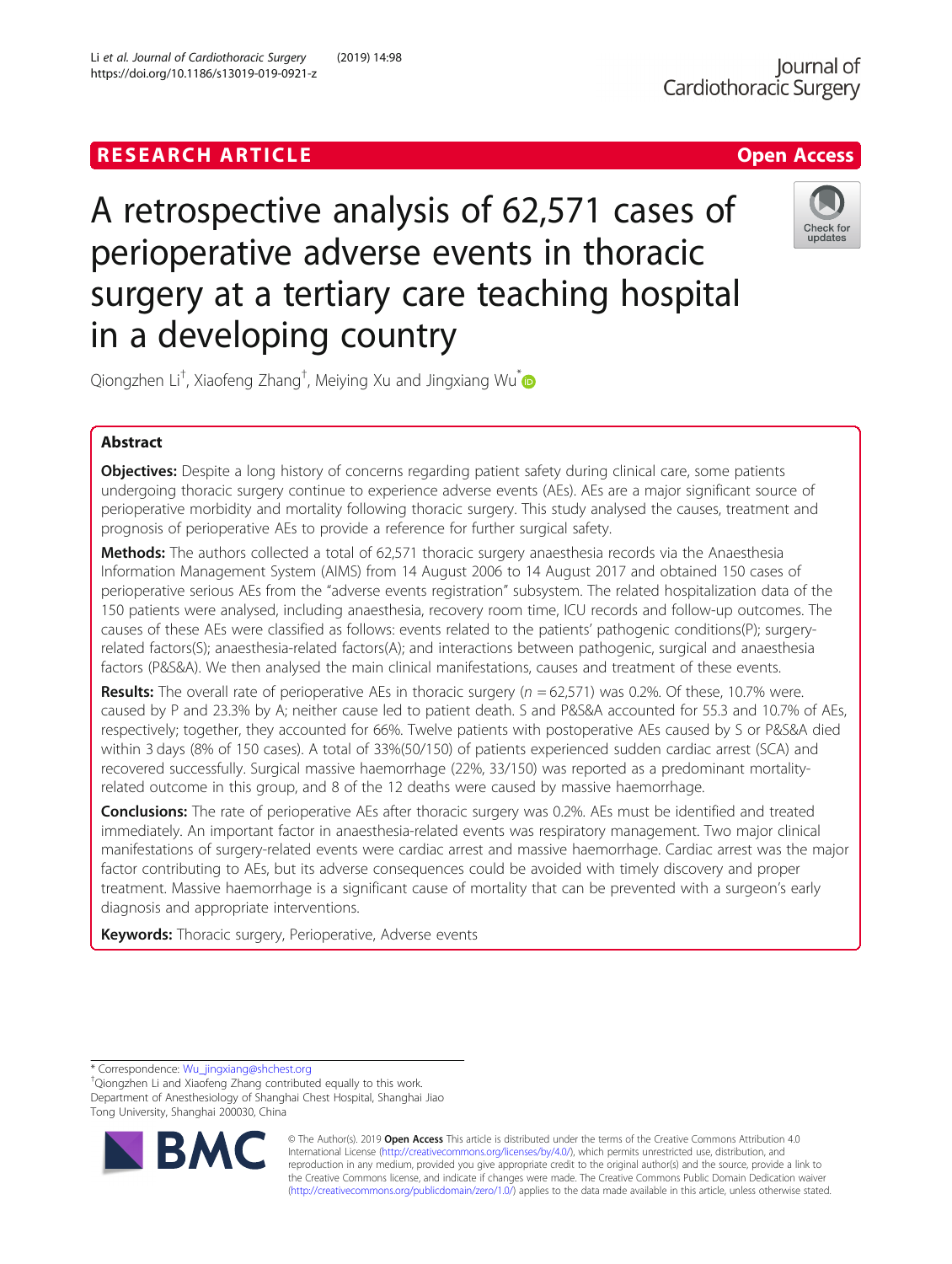RESEARCH ARTICLE

Open Access

# A retrospective analysis of 62,571 cases of perioperative adverse events in thoracic surgery at a tertiary care teaching hospital in a developing country

Qiongzhen Li[†], Xiaofeng Zhang[†], Meiying Xu and Jingxiang Wu[*]

## Abstract

**Objectives:** Despite a long history of concerns regarding patient safety during clinical care, some patients undergoing thoracic surgery continue to experience adverse events (AEs). AEs are a major significant source of perioperative morbidity and mortality following thoracic surgery. This study analysed the causes, treatment and prognosis of perioperative AEs to provide a reference for further surgical safety.

**Methods:** The authors collected a total of 62,571 thoracic surgery anaesthesia records via the Anaesthesia Information Management System (AIMS) from 14 August 2006 to 14 August 2017 and obtained 150 cases of perioperative serious AEs from the "adverse events registration" subsystem. The related hospitalization data of the 150 patients were analysed, including anaesthesia, recovery room time, ICU records and follow-up outcomes. The causes of these AEs were classified as follows: events related to the patients' pathogenic conditions(P); surgery-related factors(S); anaesthesia-related factors(A); and interactions between pathogenic, surgical and anaesthesia factors (P&S&A). We then analysed the main clinical manifestations, causes and treatment of these events.

**Results:** The overall rate of perioperative AEs in thoracic surgery ($n$ = 62,571) was 0.2%. Of these, 10.7% were. caused by P and 23.3% by A; neither cause led to patient death. S and P&S&A accounted for 55.3 and 10.7% of AEs, respectively; together, they accounted for 66%. Twelve patients with postoperative AEs caused by S or P&S&A died within 3 days (8% of 150 cases). A total of 33%(50/150) of patients experienced sudden cardiac arrest (SCA) and recovered successfully. Surgical massive haemorrhage (22%, 33/150) was reported as a predominant mortality-related outcome in this group, and 8 of the 12 deaths were caused by massive haemorrhage.

**Conclusions:** The rate of perioperative AEs after thoracic surgery was 0.2%. AEs must be identified and treated immediately. An important factor in anaesthesia-related events was respiratory management. Two major clinical manifestations of surgery-related events were cardiac arrest and massive haemorrhage. Cardiac arrest was the major factor contributing to AEs, but its adverse consequences could be avoided with timely discovery and proper treatment. Massive haemorrhage is a significant cause of mortality that can be prevented with a surgeon's early diagnosis and appropriate interventions.

**Keywords:** Thoracic surgery, Perioperative, Adverse events

---

\* Correspondence: Wu_jingxiang@shchest.org
[†]Qiongzhen Li and Xiaofeng Zhang contributed equally to this work.
Department of Anesthesiology of Shanghai Chest Hospital, Shanghai Jiao Tong University, Shanghai 200030, China

© The Author(s). 2019 **Open Access** This article is distributed under the terms of the Creative Commons Attribution 4.0 International License (http://creativecommons.org/licenses/by/4.0/), which permits unrestricted use, distribution, and reproduction in any medium, provided you give appropriate credit to the original author(s) and the source, provide a link to the Creative Commons license, and indicate if changes were made. The Creative Commons Public Domain Dedication waiver (http://creativecommons.org/publicdomain/zero/1.0/) applies to the data made available in this article, unless otherwise stated.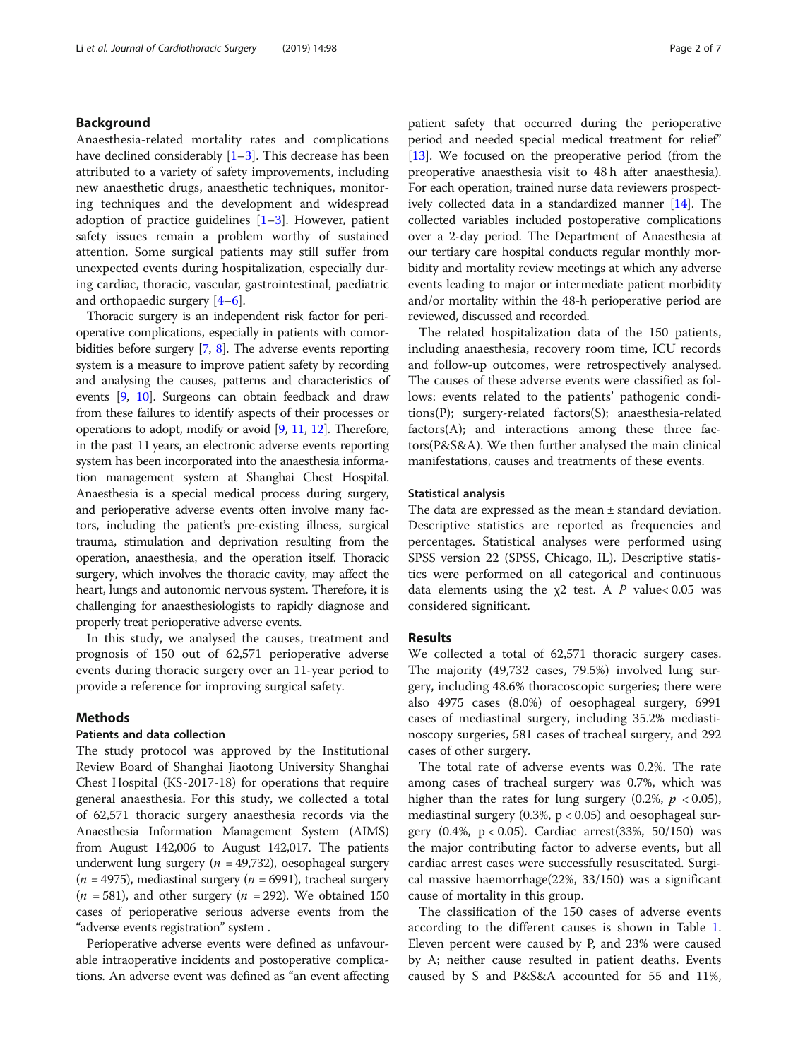## Background

Anaesthesia-related mortality rates and complications have declined considerably [1–3]. This decrease has been attributed to a variety of safety improvements, including new anaesthetic drugs, anaesthetic techniques, monitoring techniques and the development and widespread adoption of practice guidelines [1–3]. However, patient safety issues remain a problem worthy of sustained attention. Some surgical patients may still suffer from unexpected events during hospitalization, especially during cardiac, thoracic, vascular, gastrointestinal, paediatric and orthopaedic surgery [4–6].

Thoracic surgery is an independent risk factor for perioperative complications, especially in patients with comorbidities before surgery [7, 8]. The adverse events reporting system is a measure to improve patient safety by recording and analysing the causes, patterns and characteristics of events [9, 10]. Surgeons can obtain feedback and draw from these failures to identify aspects of their processes or operations to adopt, modify or avoid [9, 11, 12]. Therefore, in the past 11 years, an electronic adverse events reporting system has been incorporated into the anaesthesia information management system at Shanghai Chest Hospital. Anaesthesia is a special medical process during surgery, and perioperative adverse events often involve many factors, including the patient's pre-existing illness, surgical trauma, stimulation and deprivation resulting from the operation, anaesthesia, and the operation itself. Thoracic surgery, which involves the thoracic cavity, may affect the heart, lungs and autonomic nervous system. Therefore, it is challenging for anaesthesiologists to rapidly diagnose and properly treat perioperative adverse events.

In this study, we analysed the causes, treatment and prognosis of 150 out of 62,571 perioperative adverse events during thoracic surgery over an 11-year period to provide a reference for improving surgical safety.

## Methods

### Patients and data collection

The study protocol was approved by the Institutional Review Board of Shanghai Jiaotong University Shanghai Chest Hospital (KS-2017-18) for operations that require general anaesthesia. For this study, we collected a total of 62,571 thoracic surgery anaesthesia records via the Anaesthesia Information Management System (AIMS) from August 142,006 to August 142,017. The patients underwent lung surgery ($n$ = 49,732), oesophageal surgery ($n$ = 4975), mediastinal surgery ($n$ = 6991), tracheal surgery ($n$ = 581), and other surgery ($n$ = 292). We obtained 150 cases of perioperative serious adverse events from the "adverse events registration" system .

Perioperative adverse events were defined as unfavourable intraoperative incidents and postoperative complications. An adverse event was defined as "an event affecting patient safety that occurred during the perioperative period and needed special medical treatment for relief" [13]. We focused on the preoperative period (from the preoperative anaesthesia visit to 48 h after anaesthesia). For each operation, trained nurse data reviewers prospectively collected data in a standardized manner [14]. The collected variables included postoperative complications over a 2-day period. The Department of Anaesthesia at our tertiary care hospital conducts regular monthly morbidity and mortality review meetings at which any adverse events leading to major or intermediate patient morbidity and/or mortality within the 48-h perioperative period are reviewed, discussed and recorded.

The related hospitalization data of the 150 patients, including anaesthesia, recovery room time, ICU records and follow-up outcomes, were retrospectively analysed. The causes of these adverse events were classified as follows: events related to the patients' pathogenic conditions(P); surgery-related factors(S); anaesthesia-related factors(A); and interactions among these three factors(P&S&A). We then further analysed the main clinical manifestations, causes and treatments of these events.

### Statistical analysis

The data are expressed as the mean ± standard deviation. Descriptive statistics are reported as frequencies and percentages. Statistical analyses were performed using SPSS version 22 (SPSS, Chicago, IL). Descriptive statistics were performed on all categorical and continuous data elements using the $\chi 2$ test. A $P$ value< 0.05 was considered significant.

## Results

We collected a total of 62,571 thoracic surgery cases. The majority (49,732 cases, 79.5%) involved lung surgery, including 48.6% thoracoscopic surgeries; there were also 4975 cases (8.0%) of oesophageal surgery, 6991 cases of mediastinal surgery, including 35.2% mediastinoscopy surgeries, 581 cases of tracheal surgery, and 292 cases of other surgery.

The total rate of adverse events was 0.2%. The rate among cases of tracheal surgery was 0.7%, which was higher than the rates for lung surgery (0.2%, $p$ < 0.05), mediastinal surgery (0.3%, $p < 0.05$) and oesophageal surgery (0.4%, $p < 0.05$). Cardiac arrest(33%, 50/150) was the major contributing factor to adverse events, but all cardiac arrest cases were successfully resuscitated. Surgical massive haemorrhage(22%, 33/150) was a significant cause of mortality in this group.

The classification of the 150 cases of adverse events according to the different causes is shown in Table 1. Eleven percent were caused by P, and 23% were caused by A; neither cause resulted in patient deaths. Events caused by S and P&S&A accounted for 55 and 11%,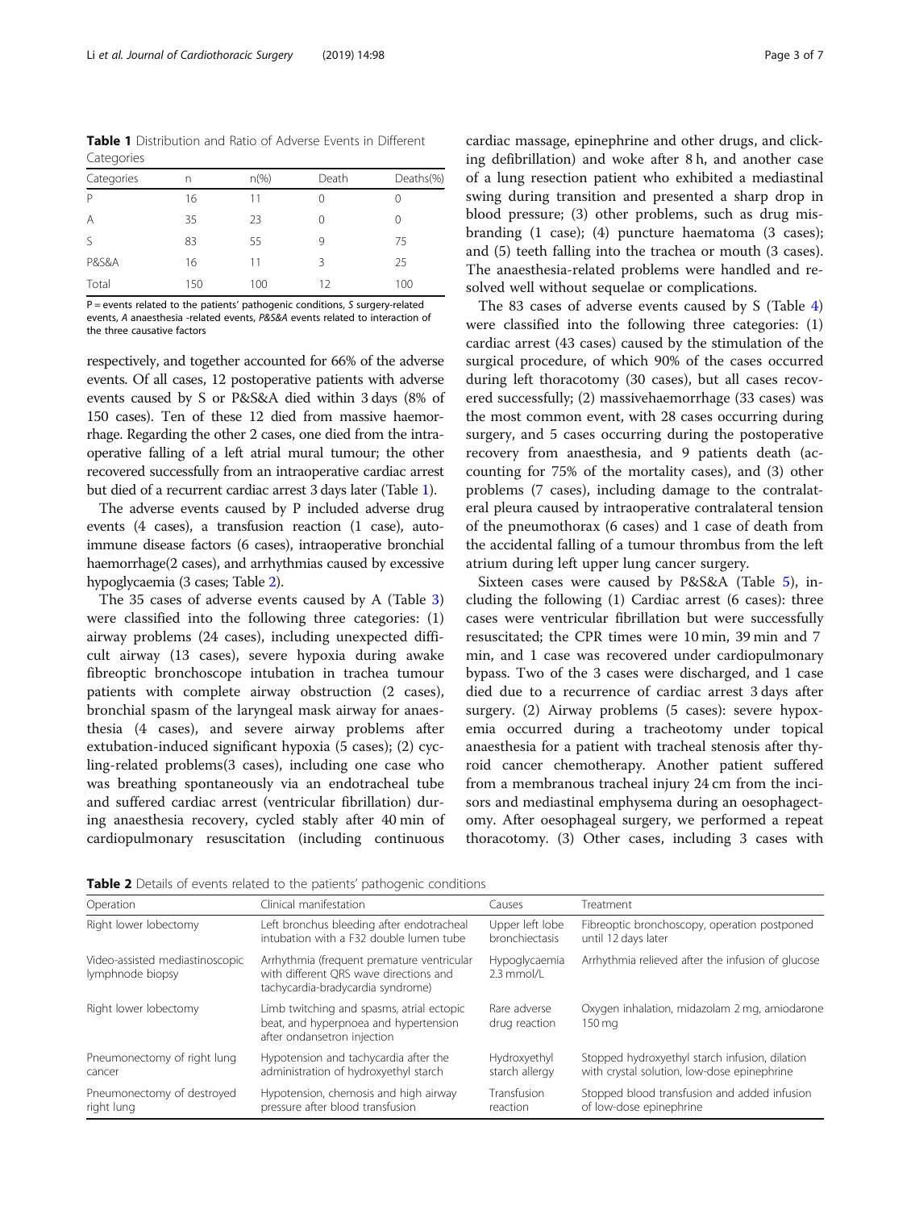**Table 1** Distribution and Ratio of Adverse Events in Different Categories

| Categories | n | n(%) | Death | Deaths(%) |
|---|---|---|---|---|
| P | 16 | 11 | 0 | 0 |
| A | 35 | 23 | 0 | 0 |
| S | 83 | 55 | 9 | 75 |
| P&S&A | 16 | 11 | 3 | 25 |
| Total | 150 | 100 | 12 | 100 |

P = events related to the patients' pathogenic conditions, S surgery-related events, A anaesthesia -related events, P&S&A events related to interaction of the three causative factors

respectively, and together accounted for 66% of the adverse events. Of all cases, 12 postoperative patients with adverse events caused by S or P&S&A died within 3 days (8% of 150 cases). Ten of these 12 died from massive haemorrhage. Regarding the other 2 cases, one died from the intraoperative falling of a left atrial mural tumour; the other recovered successfully from an intraoperative cardiac arrest but died of a recurrent cardiac arrest 3 days later (Table 1).

The adverse events caused by P included adverse drug events (4 cases), a transfusion reaction (1 case), autoimmune disease factors (6 cases), intraoperative bronchial haemorrhage(2 cases), and arrhythmias caused by excessive hypoglycaemia (3 cases; Table 2).

The 35 cases of adverse events caused by A (Table 3) were classified into the following three categories: (1) airway problems (24 cases), including unexpected difficult airway (13 cases), severe hypoxia during awake fibreoptic bronchoscope intubation in trachea tumour patients with complete airway obstruction (2 cases), bronchial spasm of the laryngeal mask airway for anaesthesia (4 cases), and severe airway problems after extubation-induced significant hypoxia (5 cases); (2) cycling-related problems(3 cases), including one case who was breathing spontaneously via an endotracheal tube and suffered cardiac arrest (ventricular fibrillation) during anaesthesia recovery, cycled stably after 40 min of cardiopulmonary resuscitation (including continuous cardiac massage, epinephrine and other drugs, and clicking defibrillation) and woke after 8 h, and another case of a lung resection patient who exhibited a mediastinal swing during transition and presented a sharp drop in blood pressure; (3) other problems, such as drug misbranding (1 case); (4) puncture haematoma (3 cases); and (5) teeth falling into the trachea or mouth (3 cases). The anaesthesia-related problems were handled and resolved well without sequelae or complications.

The 83 cases of adverse events caused by S (Table 4) were classified into the following three categories: (1) cardiac arrest (43 cases) caused by the stimulation of the surgical procedure, of which 90% of the cases occurred during left thoracotomy (30 cases), but all cases recovered successfully; (2) massivehaemorrhage (33 cases) was the most common event, with 28 cases occurring during surgery, and 5 cases occurring during the postoperative recovery from anaesthesia, and 9 patients death (accounting for 75% of the mortality cases), and (3) other problems (7 cases), including damage to the contralateral pleura caused by intraoperative contralateral tension of the pneumothorax (6 cases) and 1 case of death from the accidental falling of a tumour thrombus from the left atrium during left upper lung cancer surgery.

Sixteen cases were caused by P&S&A (Table 5), including the following (1) Cardiac arrest (6 cases): three cases were ventricular fibrillation but were successfully resuscitated; the CPR times were 10 min, 39 min and 7 min, and 1 case was recovered under cardiopulmonary bypass. Two of the 3 cases were discharged, and 1 case died due to a recurrence of cardiac arrest 3 days after surgery. (2) Airway problems (5 cases): severe hypoxemia occurred during a tracheotomy under topical anaesthesia for a patient with tracheal stenosis after thyroid cancer chemotherapy. Another patient suffered from a membranous tracheal injury 24 cm from the incisors and mediastinal emphysema during an oesophagectomy. After oesophageal surgery, we performed a repeat thoracotomy. (3) Other cases, including 3 cases with

**Table 2** Details of events related to the patients' pathogenic conditions

| Operation | Clinical manifestation | Causes | Treatment |
|---|---|---|---|
| Right lower lobectomy | Left bronchus bleeding after endotracheal intubation with a F32 double lumen tube | Upper left lobe bronchiectasis | Fibreoptic bronchoscopy, operation postponed until 12 days later |
| Video-assisted mediastinoscopic lymphnode biopsy | Arrhythmia (frequent premature ventricular with different QRS wave directions and tachycardia-bradycardia syndrome) | Hypoglycaemia 2.3 mmol/L | Arrhythmia relieved after the infusion of glucose |
| Right lower lobectomy | Limb twitching and spasms, atrial ectopic beat, and hyperpnoea and hypertension after ondansetron injection | Rare adverse drug reaction | Oxygen inhalation, midazolam 2 mg, amiodarone 150 mg |
| Pneumonectomy of right lung cancer | Hypotension and tachycardia after the administration of hydroxyethyl starch | Hydroxyethyl starch allergy | Stopped hydroxyethyl starch infusion, dilation with crystal solution, low-dose epinephrine |
| Pneumonectomy of destroyed right lung | Hypotension, chemosis and high airway pressure after blood transfusion | Transfusion reaction | Stopped blood transfusion and added infusion of low-dose epinephrine |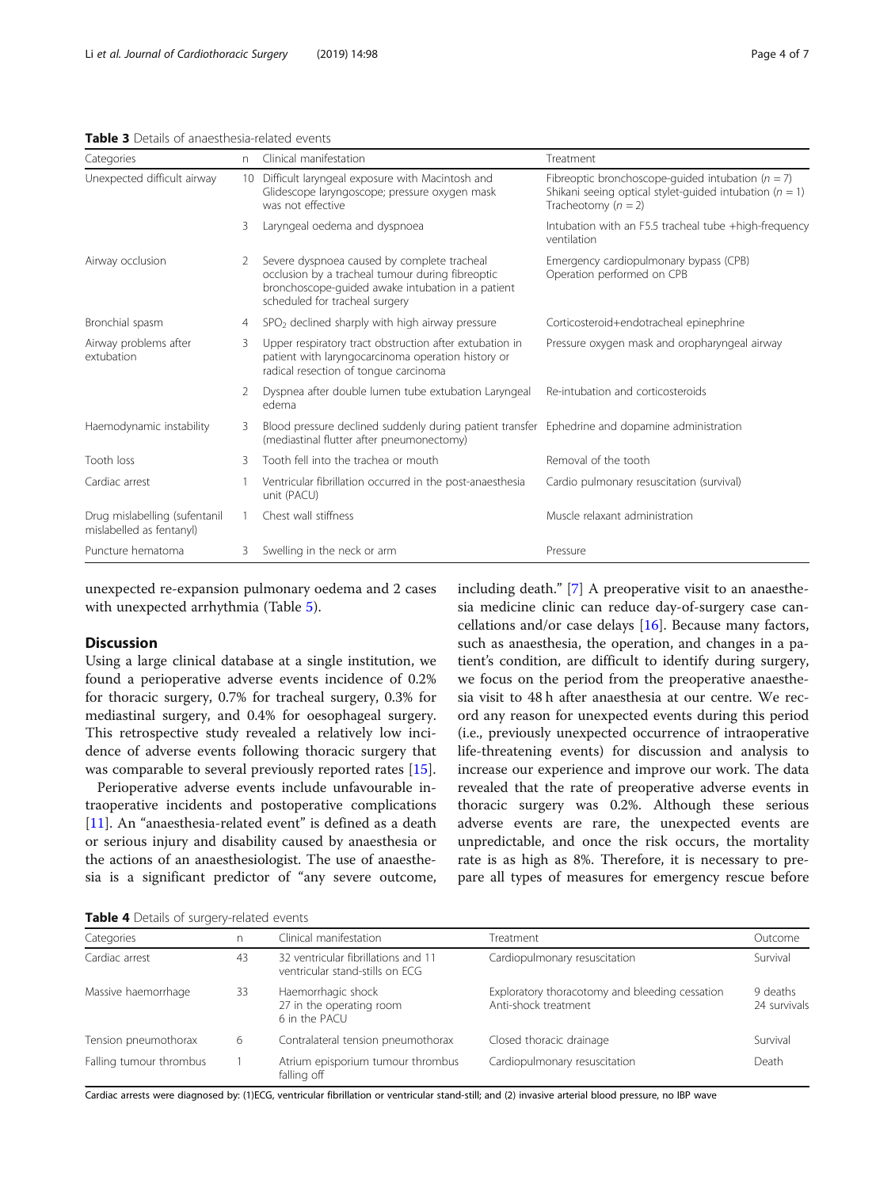**Table 3** Details of anaesthesia-related events

| Categories | n | Clinical manifestation | Treatment |
|---|---|---|---|
| Unexpected difficult airway | 10 | Difficult laryngeal exposure with Macintosh and Glidescope laryngoscope; pressure oxygen mask was not effective | Fibreoptic bronchoscope-guided intubation ($n = 7$) Shikani seeing optical stylet-guided intubation ($n = 1$) Tracheotomy ($n = 2$) |
| | 3 | Laryngeal oedema and dyspnoea | Intubation with an F5.5 tracheal tube +high-frequency ventilation |
| Airway occlusion | 2 | Severe dyspnoea caused by complete tracheal occlusion by a tracheal tumour during fibreoptic bronchoscope-guided awake intubation in a patient scheduled for tracheal surgery | Emergency cardiopulmonary bypass (CPB) Operation performed on CPB |
| Bronchial spasm | 4 | $SPO_2$ declined sharply with high airway pressure | Corticosteroid+endotracheal epinephrine |
| Airway problems after extubation | 3 | Upper respiratory tract obstruction after extubation in patient with laryngocarcinoma operation history or radical resection of tongue carcinoma | Pressure oxygen mask and oropharyngeal airway |
| | 2 | Dyspnea after double lumen tube extubation Laryngeal edema | Re-intubation and corticosteroids |
| Haemodynamic instability | 3 | Blood pressure declined suddenly during patient transfer (mediastinal flutter after pneumonectomy) | Ephedrine and dopamine administration |
| Tooth loss | 3 | Tooth fell into the trachea or mouth | Removal of the tooth |
| Cardiac arrest | 1 | Ventricular fibrillation occurred in the post-anaesthesia unit (PACU) | Cardio pulmonary resuscitation (survival) |
| Drug mislabelling (sufentanil mislabelled as fentanyl) | 1 | Chest wall stiffness | Muscle relaxant administration |
| Puncture hematoma | 3 | Swelling in the neck or arm | Pressure |

unexpected re-expansion pulmonary oedema and 2 cases with unexpected arrhythmia (Table 5).

## Discussion

Using a large clinical database at a single institution, we found a perioperative adverse events incidence of 0.2% for thoracic surgery, 0.7% for tracheal surgery, 0.3% for mediastinal surgery, and 0.4% for oesophageal surgery. This retrospective study revealed a relatively low incidence of adverse events following thoracic surgery that was comparable to several previously reported rates [15].

Perioperative adverse events include unfavourable intraoperative incidents and postoperative complications [11]. An "anaesthesia-related event" is defined as a death or serious injury and disability caused by anaesthesia or the actions of an anaesthesiologist. The use of anaesthesia is a significant predictor of "any severe outcome, including death." [7] A preoperative visit to an anaesthesia medicine clinic can reduce day-of-surgery case cancellations and/or case delays [16]. Because many factors, such as anaesthesia, the operation, and changes in a patient's condition, are difficult to identify during surgery, we focus on the period from the preoperative anaesthesia visit to 48 h after anaesthesia at our centre. We record any reason for unexpected events during this period (i.e., previously unexpected occurrence of intraoperative life-threatening events) for discussion and analysis to increase our experience and improve our work. The data revealed that the rate of preoperative adverse events in thoracic surgery was 0.2%. Although these serious adverse events are rare, the unexpected events are unpredictable, and once the risk occurs, the mortality rate is as high as 8%. Therefore, it is necessary to prepare all types of measures for emergency rescue before

**Table 4** Details of surgery-related events

| Categories | n | Clinical manifestation | Treatment | Outcome |
|---|---|---|---|---|
| Cardiac arrest | 43 | 32 ventricular fibrillations and 11 ventricular stand-stills on ECG | Cardiopulmonary resuscitation | Survival |
| Massive haemorrhage | 33 | Haemorrhagic shock 27 in the operating room 6 in the PACU | Exploratory thoracotomy and bleeding cessation Anti-shock treatment | 9 deaths 24 survivals |
| Tension pneumothorax | 6 | Contralateral tension pneumothorax | Closed thoracic drainage | Survival |
| Falling tumour thrombus | 1 | Atrium episporium tumour thrombus falling off | Cardiopulmonary resuscitation | Death |

Cardiac arrests were diagnosed by: (1)ECG, ventricular fibrillation or ventricular stand-still; and (2) invasive arterial blood pressure, no IBP wave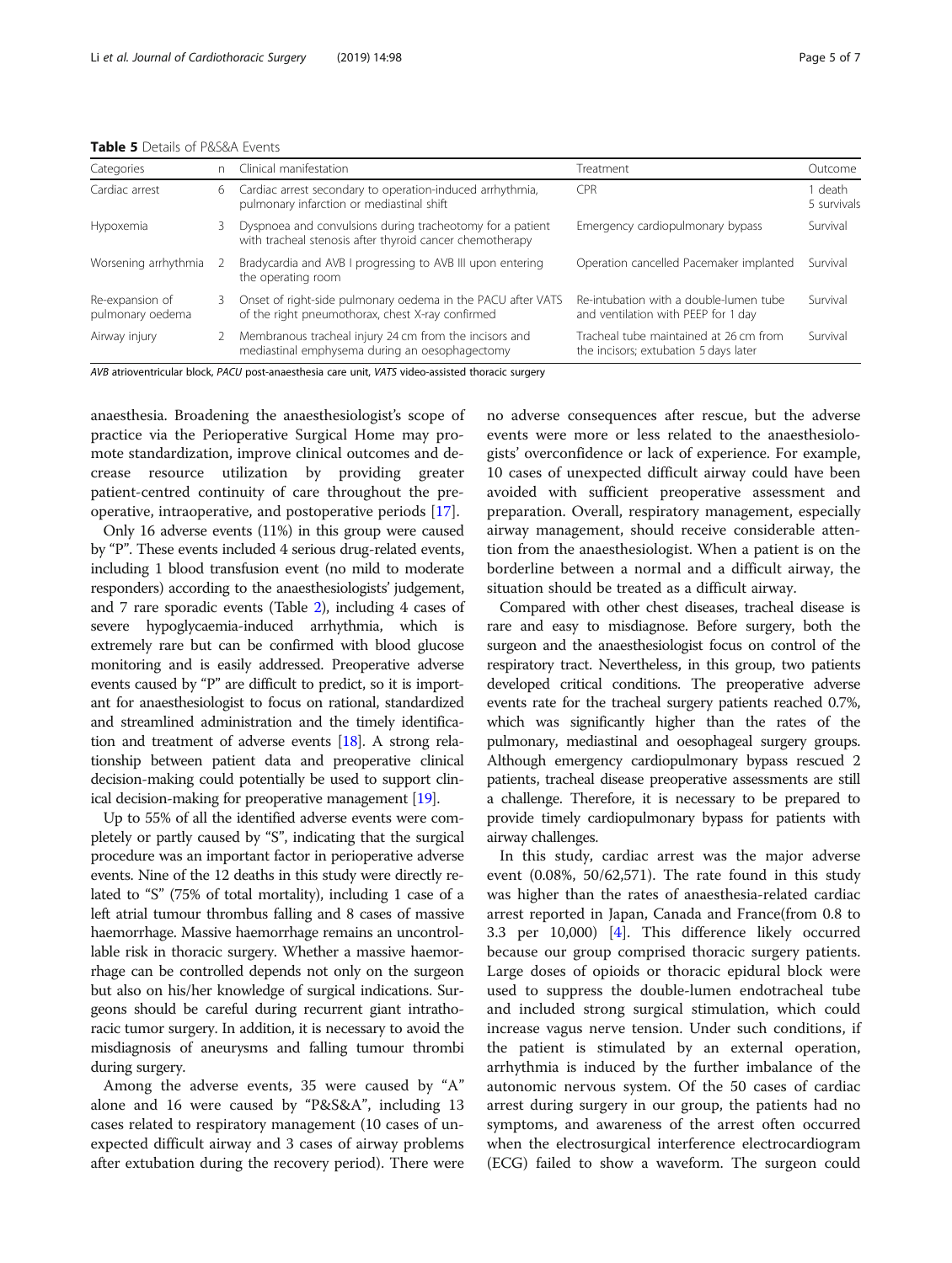**Table 5** Details of P&S&A Events

| Categories | n | Clinical manifestation | Treatment | Outcome |
|---|---|---|---|---|
| Cardiac arrest | 6 | Cardiac arrest secondary to operation-induced arrhythmia, pulmonary infarction or mediastinal shift | CPR | 1 death 5 survivals |
| Hypoxemia | 3 | Dyspnoea and convulsions during tracheotomy for a patient with tracheal stenosis after thyroid cancer chemotherapy | Emergency cardiopulmonary bypass | Survival |
| Worsening arrhythmia | 2 | Bradycardia and AVB I progressing to AVB III upon entering the operating room | Operation cancelled Pacemaker implanted | Survival |
| Re-expansion of pulmonary oedema | 3 | Onset of right-side pulmonary oedema in the PACU after VATS of the right pneumothorax, chest X-ray confirmed | Re-intubation with a double-lumen tube and ventilation with PEEP for 1 day | Survival |
| Airway injury | 2 | Membranous tracheal injury 24 cm from the incisors and mediastinal emphysema during an oesophagectomy | Tracheal tube maintained at 26 cm from the incisors; extubation 5 days later | Survival |

*AVB* atrioventricular block, *PACU* post-anaesthesia care unit, *VATS* video-assisted thoracic surgery

anaesthesia. Broadening the anaesthesiologist's scope of practice via the Perioperative Surgical Home may promote standardization, improve clinical outcomes and decrease resource utilization by providing greater patient-centred continuity of care throughout the preoperative, intraoperative, and postoperative periods [17].

Only 16 adverse events (11%) in this group were caused by "P". These events included 4 serious drug-related events, including 1 blood transfusion event (no mild to moderate responders) according to the anaesthesiologists' judgement, and 7 rare sporadic events (Table 2), including 4 cases of severe hypoglycaemia-induced arrhythmia, which is extremely rare but can be confirmed with blood glucose monitoring and is easily addressed. Preoperative adverse events caused by "P" are difficult to predict, so it is important for anaesthesiologist to focus on rational, standardized and streamlined administration and the timely identification and treatment of adverse events [18]. A strong relationship between patient data and preoperative clinical decision-making could potentially be used to support clinical decision-making for preoperative management [19].

Up to 55% of all the identified adverse events were completely or partly caused by "S", indicating that the surgical procedure was an important factor in perioperative adverse events. Nine of the 12 deaths in this study were directly related to "S" (75% of total mortality), including 1 case of a left atrial tumour thrombus falling and 8 cases of massive haemorrhage. Massive haemorrhage remains an uncontrollable risk in thoracic surgery. Whether a massive haemorrhage can be controlled depends not only on the surgeon but also on his/her knowledge of surgical indications. Surgeons should be careful during recurrent giant intrathoracic tumor surgery. In addition, it is necessary to avoid the misdiagnosis of aneurysms and falling tumour thrombi during surgery.

Among the adverse events, 35 were caused by "A" alone and 16 were caused by "P&S&A", including 13 cases related to respiratory management (10 cases of unexpected difficult airway and 3 cases of airway problems after extubation during the recovery period). There were no adverse consequences after rescue, but the adverse events were more or less related to the anaesthesiologists' overconfidence or lack of experience. For example, 10 cases of unexpected difficult airway could have been avoided with sufficient preoperative assessment and preparation. Overall, respiratory management, especially airway management, should receive considerable attention from the anaesthesiologist. When a patient is on the borderline between a normal and a difficult airway, the situation should be treated as a difficult airway.

Compared with other chest diseases, tracheal disease is rare and easy to misdiagnose. Before surgery, both the surgeon and the anaesthesiologist focus on control of the respiratory tract. Nevertheless, in this group, two patients developed critical conditions. The preoperative adverse events rate for the tracheal surgery patients reached 0.7%, which was significantly higher than the rates of the pulmonary, mediastinal and oesophageal surgery groups. Although emergency cardiopulmonary bypass rescued 2 patients, tracheal disease preoperative assessments are still a challenge. Therefore, it is necessary to be prepared to provide timely cardiopulmonary bypass for patients with airway challenges.

In this study, cardiac arrest was the major adverse event (0.08%, 50/62,571). The rate found in this study was higher than the rates of anaesthesia-related cardiac arrest reported in Japan, Canada and France(from 0.8 to 3.3 per 10,000) [4]. This difference likely occurred because our group comprised thoracic surgery patients. Large doses of opioids or thoracic epidural block were used to suppress the double-lumen endotracheal tube and included strong surgical stimulation, which could increase vagus nerve tension. Under such conditions, if the patient is stimulated by an external operation, arrhythmia is induced by the further imbalance of the autonomic nervous system. Of the 50 cases of cardiac arrest during surgery in our group, the patients had no symptoms, and awareness of the arrest often occurred when the electrosurgical interference electrocardiogram (ECG) failed to show a waveform. The surgeon could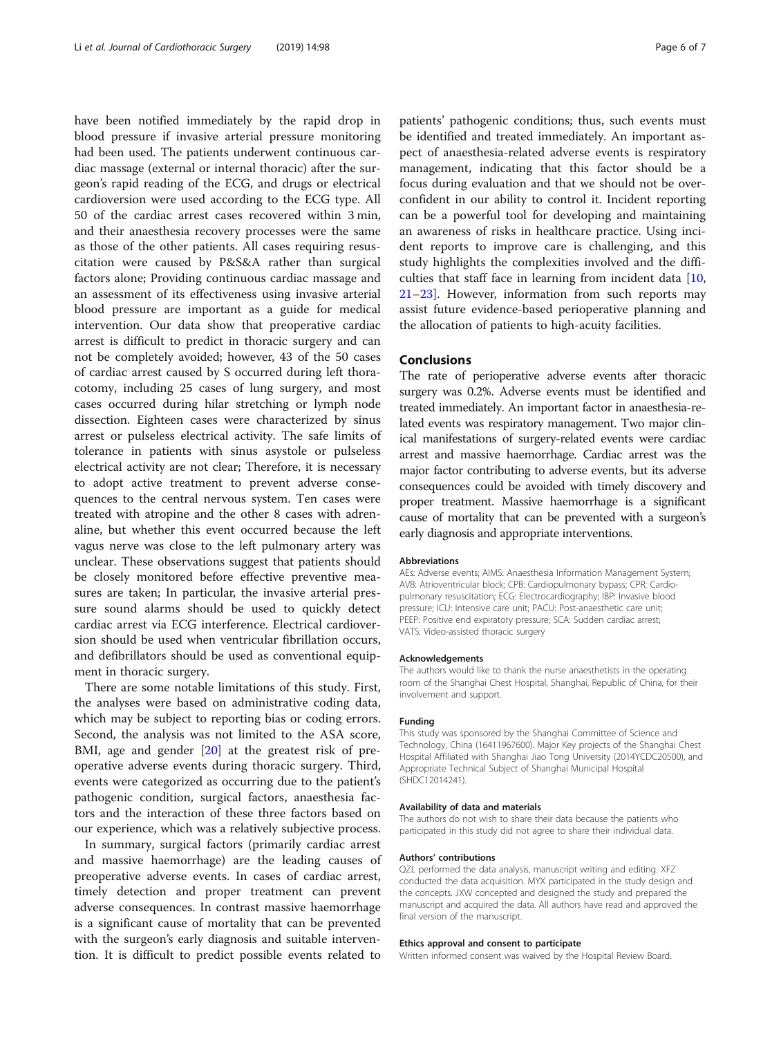have been notified immediately by the rapid drop in blood pressure if invasive arterial pressure monitoring had been used. The patients underwent continuous cardiac massage (external or internal thoracic) after the surgeon's rapid reading of the ECG, and drugs or electrical cardioversion were used according to the ECG type. All 50 of the cardiac arrest cases recovered within 3 min, and their anaesthesia recovery processes were the same as those of the other patients. All cases requiring resuscitation were caused by P&S&A rather than surgical factors alone; Providing continuous cardiac massage and an assessment of its effectiveness using invasive arterial blood pressure are important as a guide for medical intervention. Our data show that preoperative cardiac arrest is difficult to predict in thoracic surgery and can not be completely avoided; however, 43 of the 50 cases of cardiac arrest caused by S occurred during left thoracotomy, including 25 cases of lung surgery, and most cases occurred during hilar stretching or lymph node dissection. Eighteen cases were characterized by sinus arrest or pulseless electrical activity. The safe limits of tolerance in patients with sinus asystole or pulseless electrical activity are not clear; Therefore, it is necessary to adopt active treatment to prevent adverse consequences to the central nervous system. Ten cases were treated with atropine and the other 8 cases with adrenaline, but whether this event occurred because the left vagus nerve was close to the left pulmonary artery was unclear. These observations suggest that patients should be closely monitored before effective preventive measures are taken; In particular, the invasive arterial pressure sound alarms should be used to quickly detect cardiac arrest via ECG interference. Electrical cardioversion should be used when ventricular fibrillation occurs, and defibrillators should be used as conventional equipment in thoracic surgery.

There are some notable limitations of this study. First, the analyses were based on administrative coding data, which may be subject to reporting bias or coding errors. Second, the analysis was not limited to the ASA score, BMI, age and gender [20] at the greatest risk of preoperative adverse events during thoracic surgery. Third, events were categorized as occurring due to the patient's pathogenic condition, surgical factors, anaesthesia factors and the interaction of these three factors based on our experience, which was a relatively subjective process.

In summary, surgical factors (primarily cardiac arrest and massive haemorrhage) are the leading causes of preoperative adverse events. In cases of cardiac arrest, timely detection and proper treatment can prevent adverse consequences. In contrast massive haemorrhage is a significant cause of mortality that can be prevented with the surgeon's early diagnosis and suitable intervention. It is difficult to predict possible events related to patients' pathogenic conditions; thus, such events must be identified and treated immediately. An important aspect of anaesthesia-related adverse events is respiratory management, indicating that this factor should be a focus during evaluation and that we should not be overconfident in our ability to control it. Incident reporting can be a powerful tool for developing and maintaining an awareness of risks in healthcare practice. Using incident reports to improve care is challenging, and this study highlights the complexities involved and the difficulties that staff face in learning from incident data [10, 21–23]. However, information from such reports may assist future evidence-based perioperative planning and the allocation of patients to high-acuity facilities.

## Conclusions

The rate of perioperative adverse events after thoracic surgery was 0.2%. Adverse events must be identified and treated immediately. An important factor in anaesthesia-related events was respiratory management. Two major clinical manifestations of surgery-related events were cardiac arrest and massive haemorrhage. Cardiac arrest was the major factor contributing to adverse events, but its adverse consequences could be avoided with timely discovery and proper treatment. Massive haemorrhage is a significant cause of mortality that can be prevented with a surgeon's early diagnosis and appropriate interventions.

#### Abbreviations

AEs: Adverse events; AIMS: Anaesthesia Information Management System; AVB: Atrioventricular block; CPB: Cardiopulmonary bypass; CPR: Cardiopulmonary resuscitation; ECG: Electrocardiography; IBP: Invasive blood pressure; ICU: Intensive care unit; PACU: Post-anaesthetic care unit; PEEP: Positive end expiratory pressure; SCA: Sudden cardiac arrest; VATS: Video-assisted thoracic surgery

#### Acknowledgements

The authors would like to thank the nurse anaesthetists in the operating room of the Shanghai Chest Hospital, Shanghai, Republic of China, for their involvement and support.

#### Funding

This study was sponsored by the Shanghai Committee of Science and Technology, China (16411967600). Major Key projects of the Shanghai Chest Hospital Affiliated with Shanghai Jiao Tong University (2014YCDC20500), and Appropriate Technical Subject of Shanghai Municipal Hospital (SHDC12014241).

#### Availability of data and materials

The authors do not wish to share their data because the patients who participated in this study did not agree to share their individual data.

#### Authors' contributions

QZL performed the data analysis, manuscript writing and editing. XFZ conducted the data acquisition. MYX participated in the study design and the concepts. JXW concepted and designed the study and prepared the manuscript and acquired the data. All authors have read and approved the final version of the manuscript.

#### Ethics approval and consent to participate

Written informed consent was waived by the Hospital Review Board.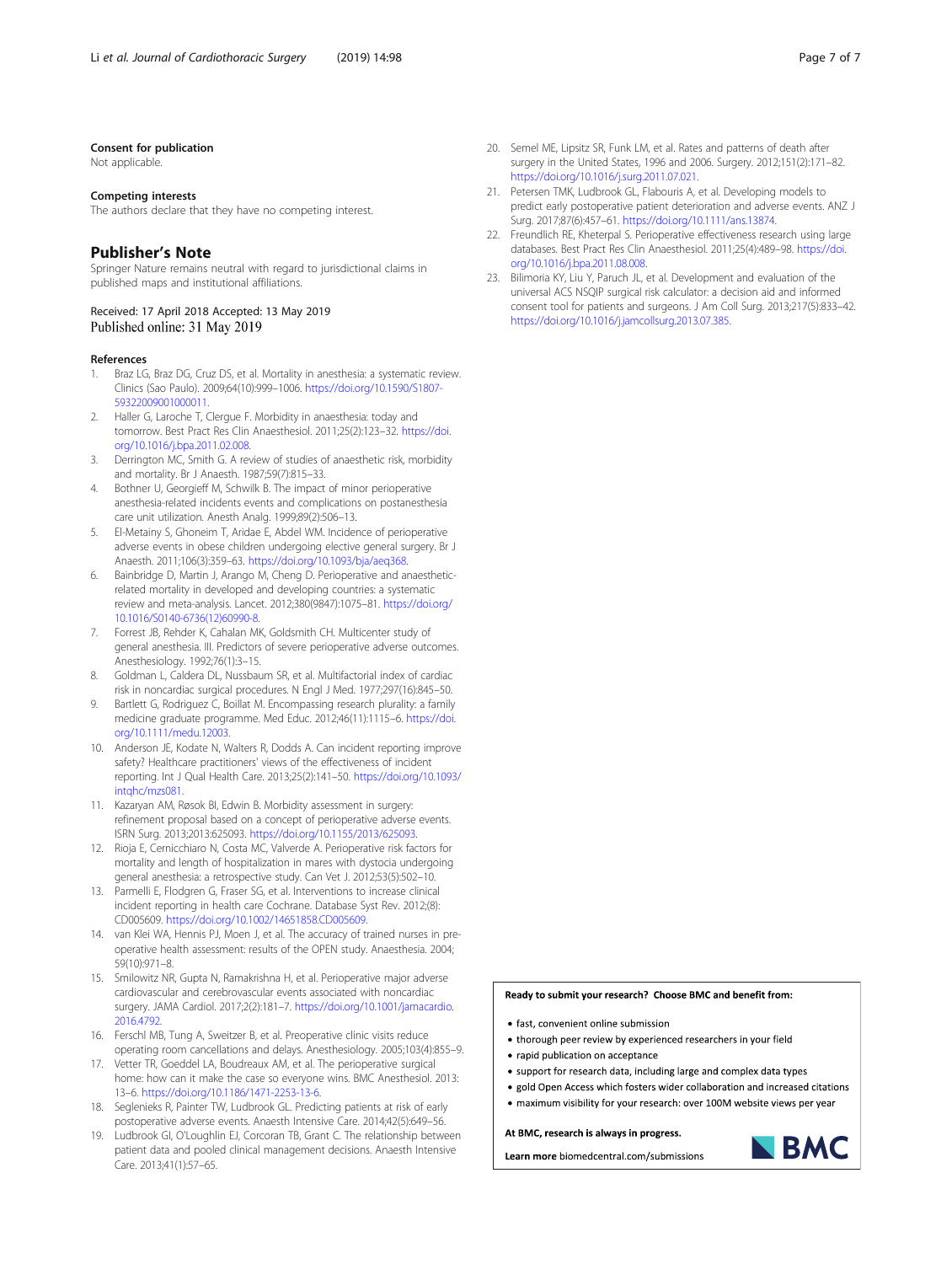### Consent for publication

Not applicable.

### Competing interests

The authors declare that they have no competing interest.

## Publisher's Note

Springer Nature remains neutral with regard to jurisdictional claims in published maps and institutional affiliations.

Received: 17 April 2018 Accepted: 13 May 2019
Published online: 31 May 2019

### References

1. Braz LG, Braz DG, Cruz DS, et al. Mortality in anesthesia: a systematic review. Clinics (Sao Paulo). 2009;64(10):999–1006. https://doi.org/10.1590/S1807-59322009001000011.
2. Haller G, Laroche T, Clergue F. Morbidity in anaesthesia: today and tomorrow. Best Pract Res Clin Anaesthesiol. 2011;25(2):123–32. https://doi.org/10.1016/j.bpa.2011.02.008.
3. Derrington MC, Smith G. A review of studies of anaesthetic risk, morbidity and mortality. Br J Anaesth. 1987;59(7):815–33.
4. Bothner U, Georgieff M, Schwilk B. The impact of minor perioperative anesthesia-related incidents events and complications on postanesthesia care unit utilization. Anesth Analg. 1999;89(2):506–13.
5. El-Metainy S, Ghoneim T, Aridae E, Abdel WM. Incidence of perioperative adverse events in obese children undergoing elective general surgery. Br J Anaesth. 2011;106(3):359–63. https://doi.org/10.1093/bja/aeq368.
6. Bainbridge D, Martin J, Arango M, Cheng D. Perioperative and anaesthetic-related mortality in developed and developing countries: a systematic review and meta-analysis. Lancet. 2012;380(9847):1075–81. https://doi.org/10.1016/S0140-6736(12)60990-8.
7. Forrest JB, Rehder K, Cahalan MK, Goldsmith CH. Multicenter study of general anesthesia. III. Predictors of severe perioperative adverse outcomes. Anesthesiology. 1992;76(1):3–15.
8. Goldman L, Caldera DL, Nussbaum SR, et al. Multifactorial index of cardiac risk in noncardiac surgical procedures. N Engl J Med. 1977;297(16):845–50.
9. Bartlett G, Rodriguez C, Boillat M. Encompassing research plurality: a family medicine graduate programme. Med Educ. 2012;46(11):1115–6. https://doi.org/10.1111/medu.12003.
10. Anderson JE, Kodate N, Walters R, Dodds A. Can incident reporting improve safety? Healthcare practitioners' views of the effectiveness of incident reporting. Int J Qual Health Care. 2013;25(2):141–50. https://doi.org/10.1093/intqhc/mzs081.
11. Kazaryan AM, Røsok BI, Edwin B. Morbidity assessment in surgery: refinement proposal based on a concept of perioperative adverse events. ISRN Surg. 2013;2013:625093. https://doi.org/10.1155/2013/625093.
12. Rioja E, Cernicchiaro N, Costa MC, Valverde A. Perioperative risk factors for mortality and length of hospitalization in mares with dystocia undergoing general anesthesia: a retrospective study. Can Vet J. 2012;53(5):502–10.
13. Parmelli E, Flodgren G, Fraser SG, et al. Interventions to increase clinical incident reporting in health care Cochrane. Database Syst Rev. 2012;(8):CD005609. https://doi.org/10.1002/14651858.CD005609.
14. van Klei WA, Hennis PJ, Moen J, et al. The accuracy of trained nurses in pre-operative health assessment: results of the OPEN study. Anaesthesia. 2004;59(10):971–8.
15. Smilowitz NR, Gupta N, Ramakrishna H, et al. Perioperative major adverse cardiovascular and cerebrovascular events associated with noncardiac surgery. JAMA Cardiol. 2017;2(2):181–7. https://doi.org/10.1001/jamacardio.2016.4792.
16. Ferschl MB, Tung A, Sweitzer B, et al. Preoperative clinic visits reduce operating room cancellations and delays. Anesthesiology. 2005;103(4):855–9.
17. Vetter TR, Goeddel LA, Boudreaux AM, et al. The perioperative surgical home: how can it make the case so everyone wins. BMC Anesthesiol. 2013:13–6. https://doi.org/10.1186/1471-2253-13-6.
18. Seglenieks R, Painter TW, Ludbrook GL. Predicting patients at risk of early postoperative adverse events. Anaesth Intensive Care. 2014;42(5):649–56.
19. Ludbrook GI, O'Loughlin EJ, Corcoran TB, Grant C. The relationship between patient data and pooled clinical management decisions. Anaesth Intensive Care. 2013;41(1):57–65.
20. Semel ME, Lipsitz SR, Funk LM, et al. Rates and patterns of death after surgery in the United States, 1996 and 2006. Surgery. 2012;151(2):171–82. https://doi.org/10.1016/j.surg.2011.07.021.
21. Petersen TMK, Ludbrook GL, Flabouris A, et al. Developing models to predict early postoperative patient deterioration and adverse events. ANZ J Surg. 2017;87(6):457–61. https://doi.org/10.1111/ans.13874.
22. Freundlich RE, Kheterpal S. Perioperative effectiveness research using large databases. Best Pract Res Clin Anaesthesiol. 2011;25(4):489–98. https://doi.org/10.1016/j.bpa.2011.08.008.
23. Bilimoria KY, Liu Y, Paruch JL, et al. Development and evaluation of the universal ACS NSQIP surgical risk calculator: a decision aid and informed consent tool for patients and surgeons. J Am Coll Surg. 2013;217(5):833–42. https://doi.org/10.1016/j.jamcollsurg.2013.07.385.

**Ready to submit your research? Choose BMC and benefit from:**

- fast, convenient online submission
- thorough peer review by experienced researchers in your field
- rapid publication on acceptance
- support for research data, including large and complex data types
- gold Open Access which fosters wider collaboration and increased citations
- maximum visibility for your research: over 100M website views per year

**At BMC, research is always in progress.**

**Learn more** biomedcentral.com/submissions

BMC